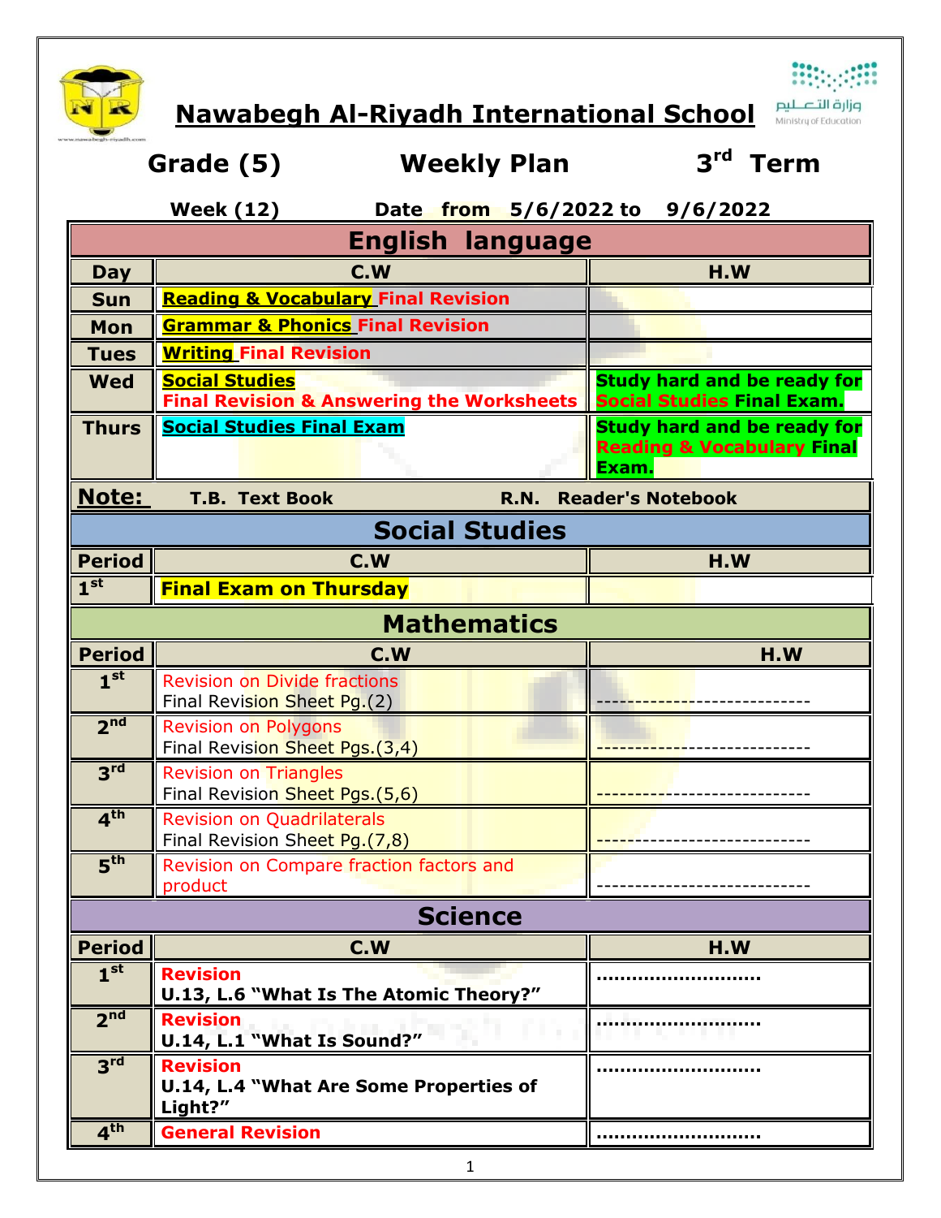# Nawabegh Al-Riyadh International School

وزارة التعليم
Ministry of Education

## Grade (5) Weekly Plan 3rd Term

**Week (12) Date from 5/6/2022 to 9/6/2022**

### English language

| Day | C.W | H.W |
|---|---|---|
| Sun | **Reading & Vocabulary Final Revision** | |
| Mon | **Grammar & Phonics Final Revision** | |
| Tues | **Writing Final Revision** | |
| Wed | **Social Studies**<br>**Final Revision & Answering the Worksheets** | **Study hard and be ready for Social Studies Final Exam.** |
| Thurs | **Social Studies Final Exam** | **Study hard and be ready for Reading & Vocabulary Final Exam.** |

**Note:** T.B. Text Book R.N. Reader's Notebook

### Social Studies

| Period | C.W | H.W |
|---|---|---|
| 1st | **Final Exam on Thursday** | |

### Mathematics

| Period | C.W | H.W |
|---|---|---|
| 1st | Revision on Divide fractions<br>Final Revision Sheet Pg.(2) | ---------------------------- |
| 2nd | Revision on Polygons<br>Final Revision Sheet Pgs.(3,4) | ---------------------------- |
| 3rd | Revision on Triangles<br>Final Revision Sheet Pgs.(5,6) | ---------------------------- |
| 4th | Revision on Quadrilaterals<br>Final Revision Sheet Pg.(7,8) | ---------------------------- |
| 5th | Revision on Compare fraction factors and product | ---------------------------- |

### Science

| Period | C.W | H.W |
|---|---|---|
| 1st | **Revision**<br>**U.13, L.6 "What Is The Atomic Theory?"** | ........................... |
| 2nd | **Revision**<br>**U.14, L.1 "What Is Sound?"** | ........................... |
| 3rd | **Revision**<br>**U.14, L.4 "What Are Some Properties of Light?"** | ........................... |
| 4th | **General Revision** | ........................... |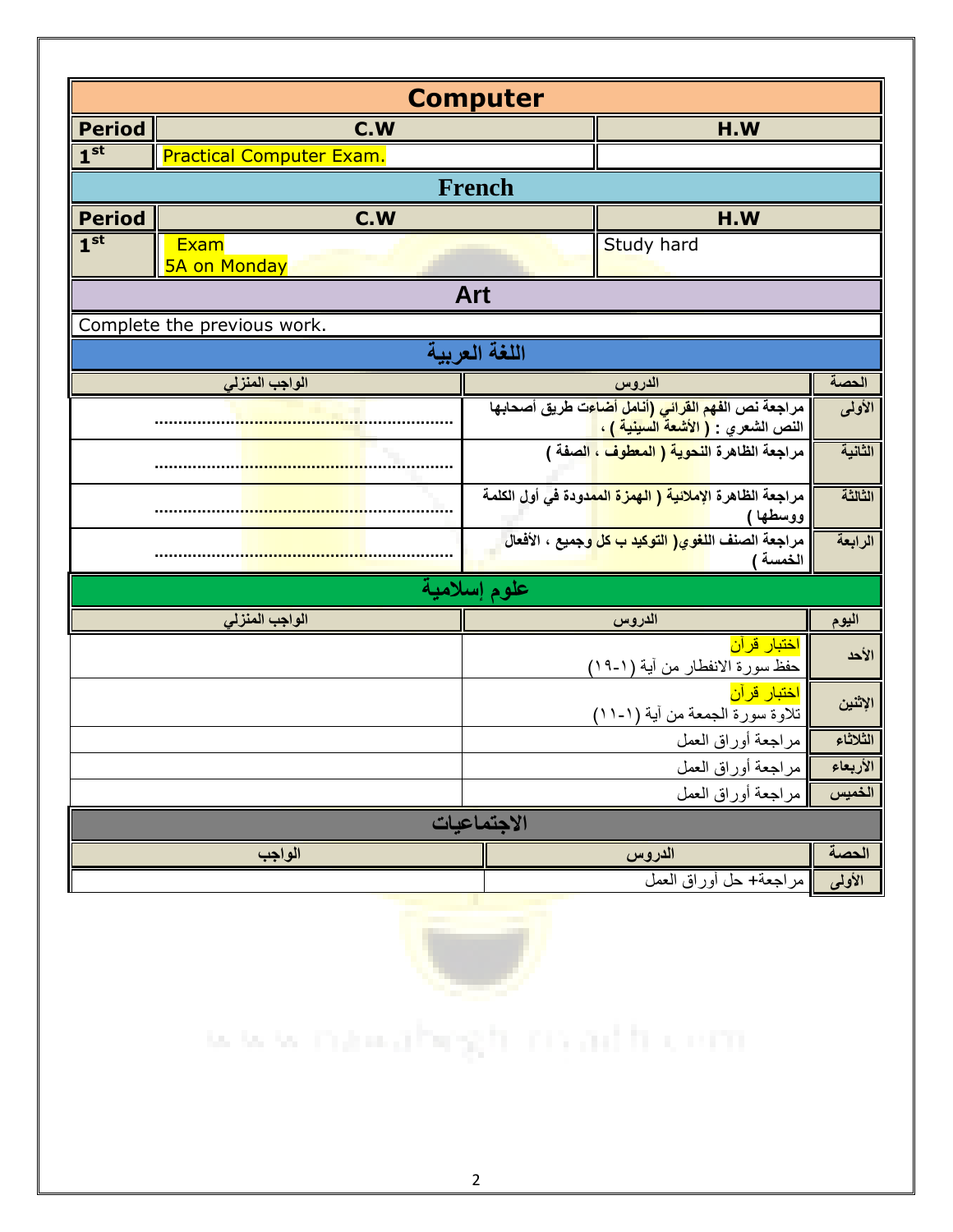## Computer

| Period | C.W | H.W |
|---|---|---|
| 1st | Practical Computer Exam. | |

## French

| Period | C.W | H.W |
|---|---|---|
| 1st | Exam<br>5A on Monday | Study hard |

## Art

Complete the previous work.

## اللغة العربية

| الحصة | الدروس | الواجب المنزلي |
|---|---|---|
| الأولى | مراجعة نص الفهم القرائي (أنامل أضاءت طريق أصحابها النص الشعري : ( الأشعة السينية ) ، | ............................................................ |
| الثانية | مراجعة الظاهرة النحوية ( المعطوف ، الصفة ) | ............................................................ |
| الثالثة | مراجعة الظاهرة الإملائية ( الهمزة الممدودة في أول الكلمة ووسطها ) | ............................................................ |
| الرابعة | مراجعة الصنف اللغوي( التوكيد ب كل وجميع ، الأفعال الخمسة ) | ............................................................ |

## علوم إسلامية

| اليوم | الدروس | الواجب المنزلي |
|---|---|---|
| الأحد | اختبار قرآن<br>حفظ سورة الانفطار من آية (١-١٩) | |
| الإثنين | اختبار قرآن<br>تلاوة سورة الجمعة من آية (١-١١) | |
| الثلاثاء | مراجعة أوراق العمل | |
| الأربعاء | مراجعة أوراق العمل | |
| الخميس | مراجعة أوراق العمل | |

## الاجتماعيات

| الحصة | الدروس | الواجب |
|---|---|---|
| الأولى | مراجعة+ حل أوراق العمل | |